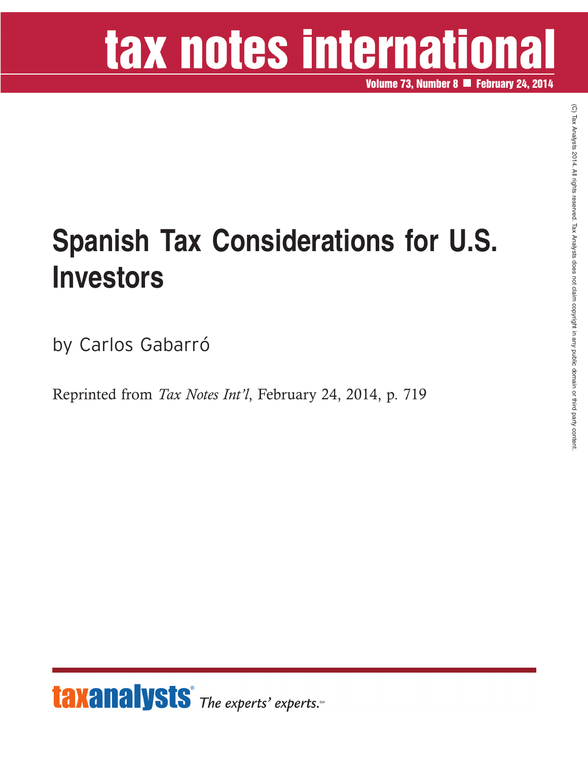# tax notes international

Volume 73, Number 8 ■ February 24, 2014

## Spanish Tax Considerations for U.S. Investors

by Carlos Gabarró

Reprinted from *Tax Notes Int'l*, February 24, 2014, p. 719

(C) Tax Analysts 2014. All rights reserved. Tax Analysts does not claim copyright in any public domain or third party content.

taxanalysts® *The experts' experts.*℠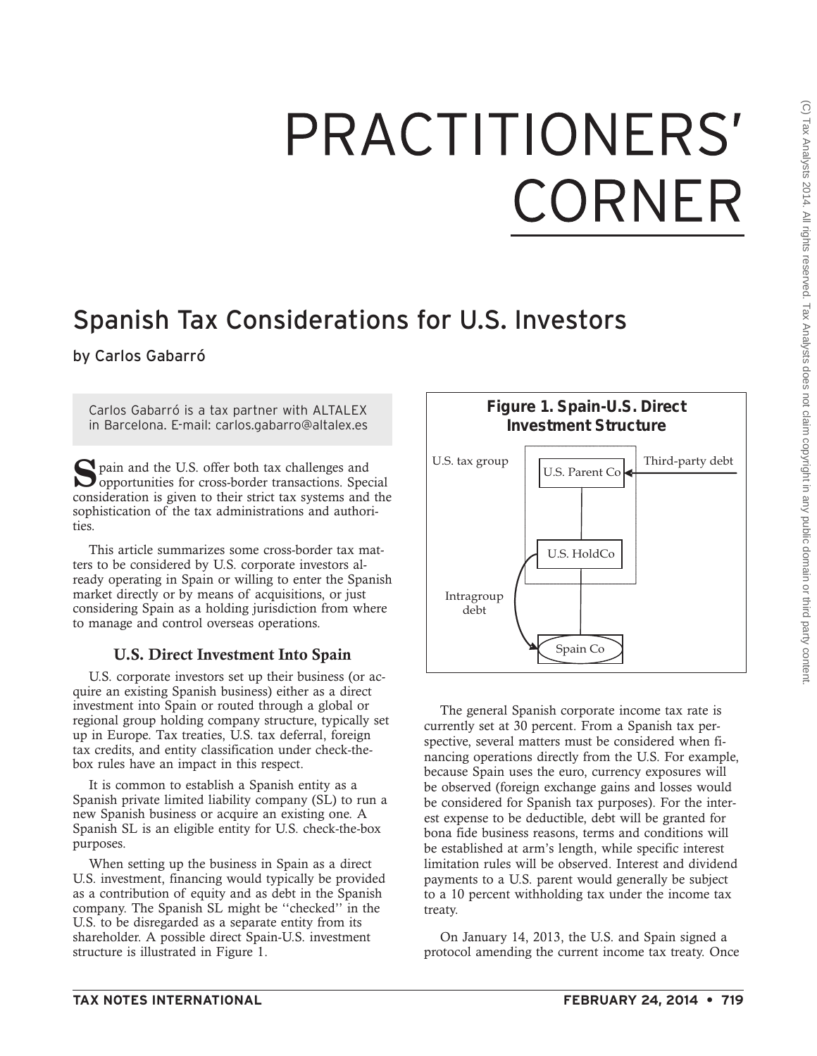# PRACTITIONERS' CORNER

## Spanish Tax Considerations for U.S. Investors

by Carlos Gabarró

> Carlos Gabarró is a tax partner with ALTALEX in Barcelona. E-mail: carlos.gabarro@altalex.es

Spain and the U.S. offer both tax challenges and opportunities for cross-border transactions. Special consideration is given to their strict tax systems and the sophistication of the tax administrations and authorities.

This article summarizes some cross-border tax matters to be considered by U.S. corporate investors already operating in Spain or willing to enter the Spanish market directly or by means of acquisitions, or just considering Spain as a holding jurisdiction from where to manage and control overseas operations.

### U.S. Direct Investment Into Spain

U.S. corporate investors set up their business (or acquire an existing Spanish business) either as a direct investment into Spain or routed through a global or regional group holding company structure, typically set up in Europe. Tax treaties, U.S. tax deferral, foreign tax credits, and entity classification under check-the-box rules have an impact in this respect.

It is common to establish a Spanish entity as a Spanish private limited liability company (SL) to run a new Spanish business or acquire an existing one. A Spanish SL is an eligible entity for U.S. check-the-box purposes.

When setting up the business in Spain as a direct U.S. investment, financing would typically be provided as a contribution of equity and as debt in the Spanish company. The Spanish SL might be ''checked'' in the U.S. to be disregarded as a separate entity from its shareholder. A possible direct Spain-U.S. investment structure is illustrated in Figure 1.

**Figure 1. Spain-U.S. Direct Investment Structure**

U.S. tax group | U.S. Parent Co | Third-party debt | U.S. HoldCo | Intragroup debt | Spain Co

The general Spanish corporate income tax rate is currently set at 30 percent. From a Spanish tax perspective, several matters must be considered when financing operations directly from the U.S. For example, because Spain uses the euro, currency exposures will be observed (foreign exchange gains and losses would be considered for Spanish tax purposes). For the interest expense to be deductible, debt will be granted for bona fide business reasons, terms and conditions will be established at arm's length, while specific interest limitation rules will be observed. Interest and dividend payments to a U.S. parent would generally be subject to a 10 percent withholding tax under the income tax treaty.

On January 14, 2013, the U.S. and Spain signed a protocol amending the current income tax treaty. Once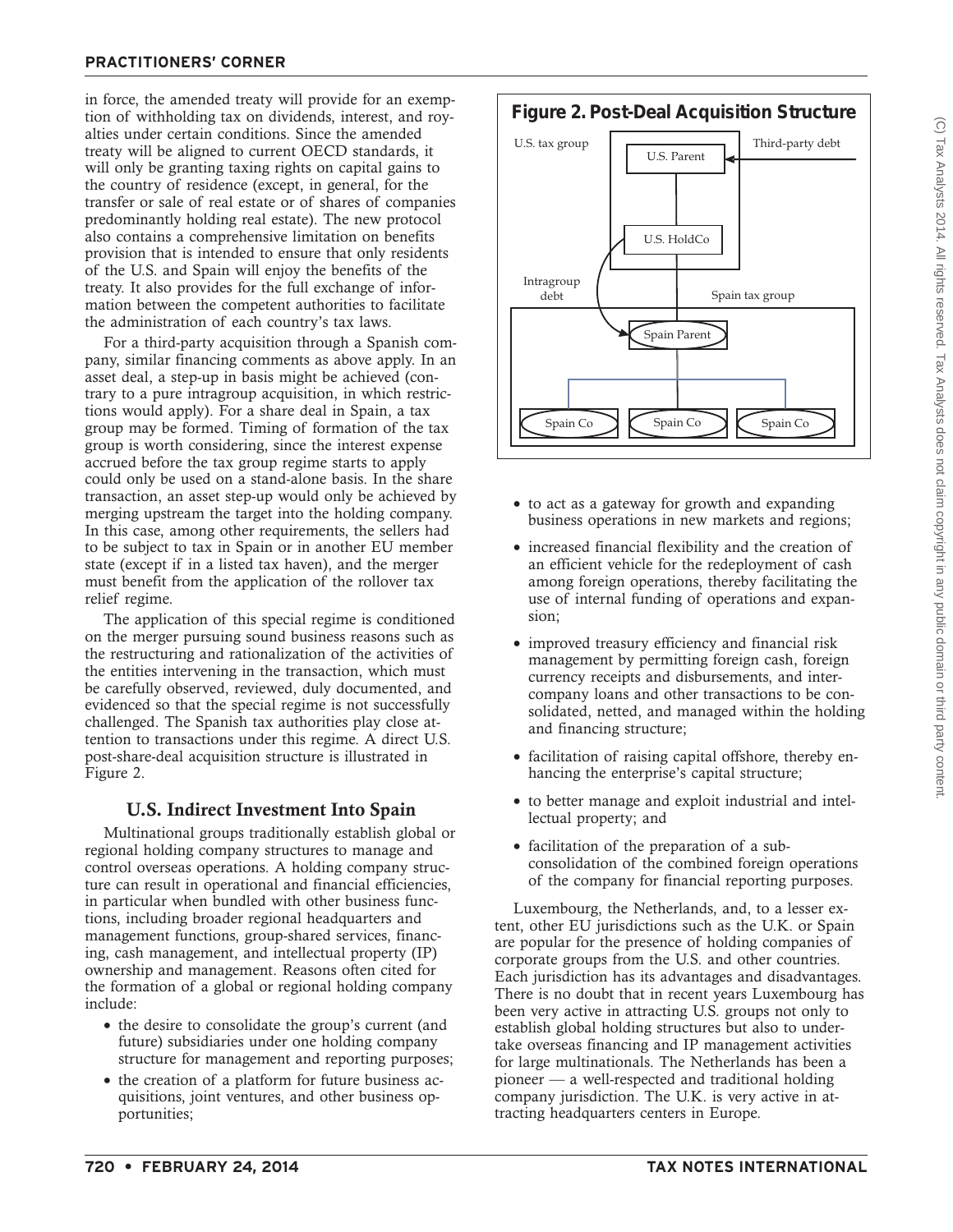in force, the amended treaty will provide for an exemption of withholding tax on dividends, interest, and royalties under certain conditions. Since the amended treaty will be aligned to current OECD standards, it will only be granting taxing rights on capital gains to the country of residence (except, in general, for the transfer or sale of real estate or of shares of companies predominantly holding real estate). The new protocol also contains a comprehensive limitation on benefits provision that is intended to ensure that only residents of the U.S. and Spain will enjoy the benefits of the treaty. It also provides for the full exchange of information between the competent authorities to facilitate the administration of each country's tax laws.

For a third-party acquisition through a Spanish company, similar financing comments as above apply. In an asset deal, a step-up in basis might be achieved (contrary to a pure intragroup acquisition, in which restrictions would apply). For a share deal in Spain, a tax group may be formed. Timing of formation of the tax group is worth considering, since the interest expense accrued before the tax group regime starts to apply could only be used on a stand-alone basis. In the share transaction, an asset step-up would only be achieved by merging upstream the target into the holding company. In this case, among other requirements, the sellers had to be subject to tax in Spain or in another EU member state (except if in a listed tax haven), and the merger must benefit from the application of the rollover tax relief regime.

The application of this special regime is conditioned on the merger pursuing sound business reasons such as the restructuring and rationalization of the activities of the entities intervening in the transaction, which must be carefully observed, reviewed, duly documented, and evidenced so that the special regime is not successfully challenged. The Spanish tax authorities play close attention to transactions under this regime. A direct U.S. post-share-deal acquisition structure is illustrated in Figure 2.

**Figure 2. Post-Deal Acquisition Structure**

U.S. tax group — U.S. Parent — Third-party debt — U.S. HoldCo — Intragroup debt — Spain tax group — Spain Parent — Spain Co — Spain Co — Spain Co

## U.S. Indirect Investment Into Spain

Multinational groups traditionally establish global or regional holding company structures to manage and control overseas operations. A holding company structure can result in operational and financial efficiencies, in particular when bundled with other business functions, including broader regional headquarters and management functions, group-shared services, financing, cash management, and intellectual property (IP) ownership and management. Reasons often cited for the formation of a global or regional holding company include:

- the desire to consolidate the group's current (and future) subsidiaries under one holding company structure for management and reporting purposes;
- the creation of a platform for future business acquisitions, joint ventures, and other business opportunities;
- to act as a gateway for growth and expanding business operations in new markets and regions;
- increased financial flexibility and the creation of an efficient vehicle for the redeployment of cash among foreign operations, thereby facilitating the use of internal funding of operations and expansion;
- improved treasury efficiency and financial risk management by permitting foreign cash, foreign currency receipts and disbursements, and intercompany loans and other transactions to be consolidated, netted, and managed within the holding and financing structure;
- facilitation of raising capital offshore, thereby enhancing the enterprise's capital structure;
- to better manage and exploit industrial and intellectual property; and
- facilitation of the preparation of a subconsolidation of the combined foreign operations of the company for financial reporting purposes.

Luxembourg, the Netherlands, and, to a lesser extent, other EU jurisdictions such as the U.K. or Spain are popular for the presence of holding companies of corporate groups from the U.S. and other countries. Each jurisdiction has its advantages and disadvantages. There is no doubt that in recent years Luxembourg has been very active in attracting U.S. groups not only to establish global holding structures but also to undertake overseas financing and IP management activities for large multinationals. The Netherlands has been a pioneer — a well-respected and traditional holding company jurisdiction. The U.K. is very active in attracting headquarters centers in Europe.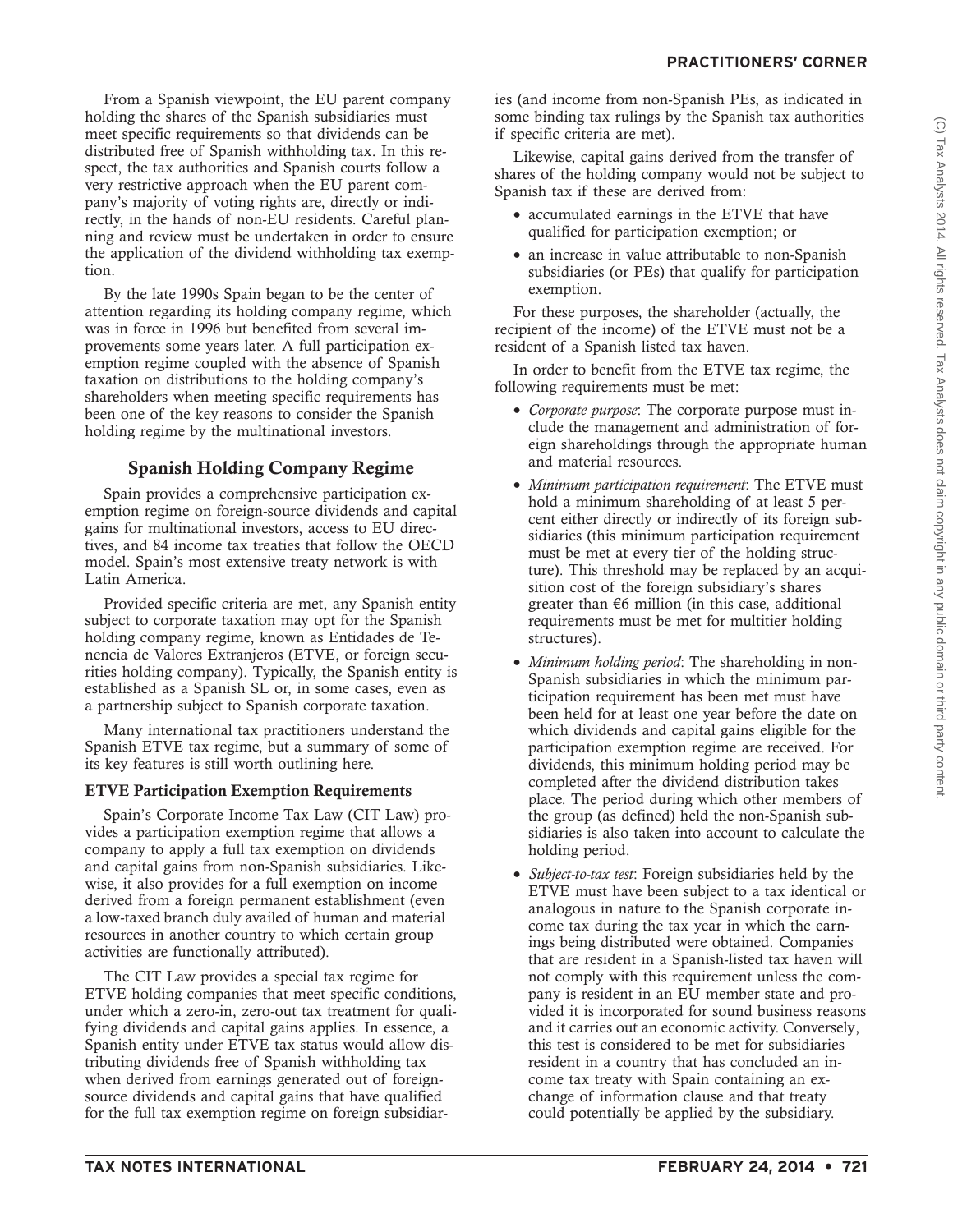From a Spanish viewpoint, the EU parent company holding the shares of the Spanish subsidiaries must meet specific requirements so that dividends can be distributed free of Spanish withholding tax. In this respect, the tax authorities and Spanish courts follow a very restrictive approach when the EU parent company's majority of voting rights are, directly or indirectly, in the hands of non-EU residents. Careful planning and review must be undertaken in order to ensure the application of the dividend withholding tax exemption.

By the late 1990s Spain began to be the center of attention regarding its holding company regime, which was in force in 1996 but benefited from several improvements some years later. A full participation exemption regime coupled with the absence of Spanish taxation on distributions to the holding company's shareholders when meeting specific requirements has been one of the key reasons to consider the Spanish holding regime by the multinational investors.

## Spanish Holding Company Regime

Spain provides a comprehensive participation exemption regime on foreign-source dividends and capital gains for multinational investors, access to EU directives, and 84 income tax treaties that follow the OECD model. Spain's most extensive treaty network is with Latin America.

Provided specific criteria are met, any Spanish entity subject to corporate taxation may opt for the Spanish holding company regime, known as Entidades de Tenencia de Valores Extranjeros (ETVE, or foreign securities holding company). Typically, the Spanish entity is established as a Spanish SL or, in some cases, even as a partnership subject to Spanish corporate taxation.

Many international tax practitioners understand the Spanish ETVE tax regime, but a summary of some of its key features is still worth outlining here.

### ETVE Participation Exemption Requirements

Spain's Corporate Income Tax Law (CIT Law) provides a participation exemption regime that allows a company to apply a full tax exemption on dividends and capital gains from non-Spanish subsidiaries. Likewise, it also provides for a full exemption on income derived from a foreign permanent establishment (even a low-taxed branch duly availed of human and material resources in another country to which certain group activities are functionally attributed).

The CIT Law provides a special tax regime for ETVE holding companies that meet specific conditions, under which a zero-in, zero-out tax treatment for qualifying dividends and capital gains applies. In essence, a Spanish entity under ETVE tax status would allow distributing dividends free of Spanish withholding tax when derived from earnings generated out of foreign-source dividends and capital gains that have qualified for the full tax exemption regime on foreign subsidiaries (and income from non-Spanish PEs, as indicated in some binding tax rulings by the Spanish tax authorities if specific criteria are met).

Likewise, capital gains derived from the transfer of shares of the holding company would not be subject to Spanish tax if these are derived from:

- accumulated earnings in the ETVE that have qualified for participation exemption; or
- an increase in value attributable to non-Spanish subsidiaries (or PEs) that qualify for participation exemption.

For these purposes, the shareholder (actually, the recipient of the income) of the ETVE must not be a resident of a Spanish listed tax haven.

In order to benefit from the ETVE tax regime, the following requirements must be met:

- *Corporate purpose*: The corporate purpose must include the management and administration of foreign shareholdings through the appropriate human and material resources.
- *Minimum participation requirement*: The ETVE must hold a minimum shareholding of at least 5 percent either directly or indirectly of its foreign subsidiaries (this minimum participation requirement must be met at every tier of the holding structure). This threshold may be replaced by an acquisition cost of the foreign subsidiary's shares greater than €6 million (in this case, additional requirements must be met for multitier holding structures).
- *Minimum holding period*: The shareholding in non-Spanish subsidiaries in which the minimum participation requirement has been met must have been held for at least one year before the date on which dividends and capital gains eligible for the participation exemption regime are received. For dividends, this minimum holding period may be completed after the dividend distribution takes place. The period during which other members of the group (as defined) held the non-Spanish subsidiaries is also taken into account to calculate the holding period.
- *Subject-to-tax test*: Foreign subsidiaries held by the ETVE must have been subject to a tax identical or analogous in nature to the Spanish corporate income tax during the tax year in which the earnings being distributed were obtained. Companies that are resident in a Spanish-listed tax haven will not comply with this requirement unless the company is resident in an EU member state and provided it is incorporated for sound business reasons and it carries out an economic activity. Conversely, this test is considered to be met for subsidiaries resident in a country that has concluded an income tax treaty with Spain containing an exchange of information clause and that treaty could potentially be applied by the subsidiary.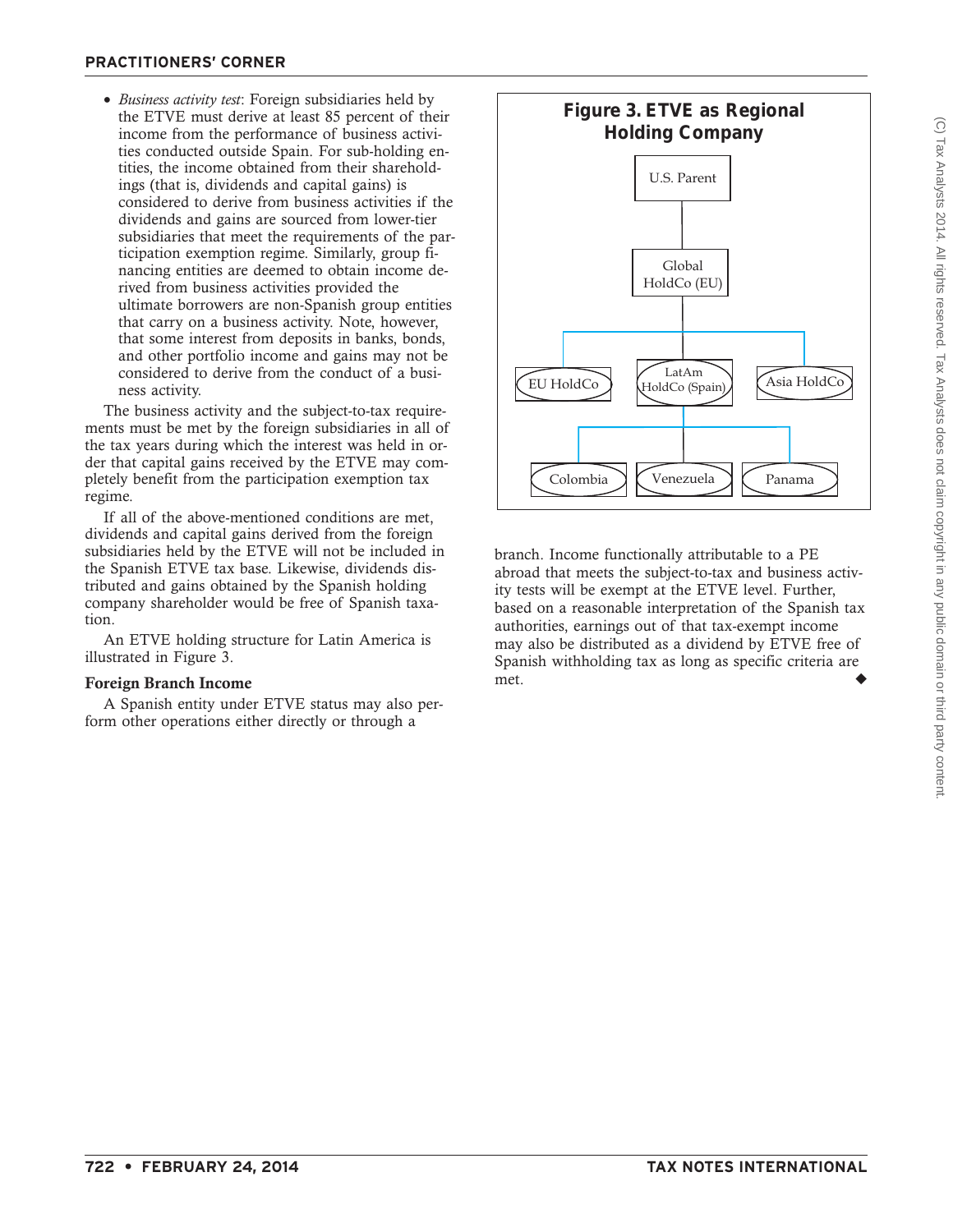- *Business activity test*: Foreign subsidiaries held by the ETVE must derive at least 85 percent of their income from the performance of business activities conducted outside Spain. For sub-holding entities, the income obtained from their shareholdings (that is, dividends and capital gains) is considered to derive from business activities if the dividends and gains are sourced from lower-tier subsidiaries that meet the requirements of the participation exemption regime. Similarly, group financing entities are deemed to obtain income derived from business activities provided the ultimate borrowers are non-Spanish group entities that carry on a business activity. Note, however, that some interest from deposits in banks, bonds, and other portfolio income and gains may not be considered to derive from the conduct of a business activity.

The business activity and the subject-to-tax requirements must be met by the foreign subsidiaries in all of the tax years during which the interest was held in order that capital gains received by the ETVE may completely benefit from the participation exemption tax regime.

If all of the above-mentioned conditions are met, dividends and capital gains derived from the foreign subsidiaries held by the ETVE will not be included in the Spanish ETVE tax base. Likewise, dividends distributed and gains obtained by the Spanish holding company shareholder would be free of Spanish taxation.

An ETVE holding structure for Latin America is illustrated in Figure 3.

**Figure 3. ETVE as Regional Holding Company**

U.S. Parent
Global HoldCo (EU)
EU HoldCo
LatAm HoldCo (Spain)
Asia HoldCo
Colombia
Venezuela
Panama

### Foreign Branch Income

A Spanish entity under ETVE status may also perform other operations either directly or through a branch. Income functionally attributable to a PE abroad that meets the subject-to-tax and business activity tests will be exempt at the ETVE level. Further, based on a reasonable interpretation of the Spanish tax authorities, earnings out of that tax-exempt income may also be distributed as a dividend by ETVE free of Spanish withholding tax as long as specific criteria are met. ◆